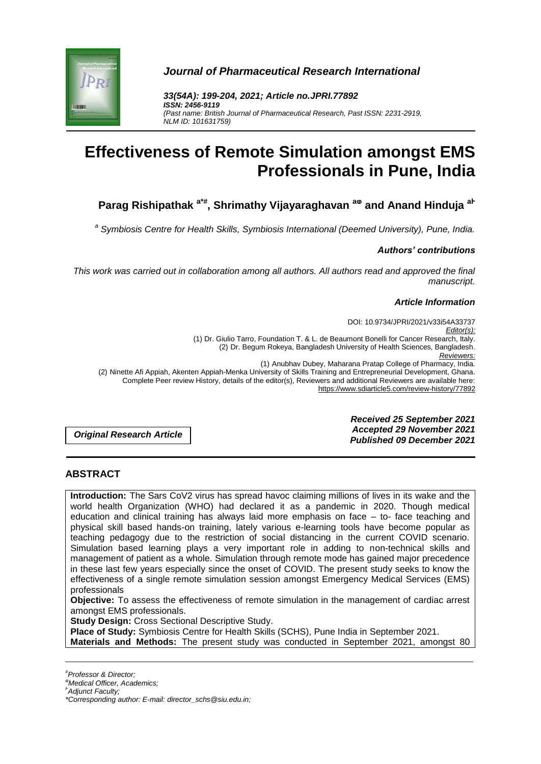*Journal of Pharmaceutical Research International*

***33(54A): 199-204, 2021; Article no.JPRI.77892***
***ISSN: 2456-9119***
*(Past name: British Journal of Pharmaceutical Research, Past ISSN: 2231-2919, NLM ID: 101631759)*

# Effectiveness of Remote Simulation amongst EMS Professionals in Pune, India

**Parag Rishipathak [a*#], Shrimathy Vijayaraghavan [aφ] and Anand Hinduja [aⱶ]**

[a] *Symbiosis Centre for Health Skills, Symbiosis International (Deemed University), Pune, India.*

***Authors' contributions***

*This work was carried out in collaboration among all authors. All authors read and approved the final manuscript.*

***Article Information***

DOI: 10.9734/JPRI/2021/v33i54A33737
*Editor(s):*
(1) Dr. Giulio Tarro, Foundation T. & L. de Beaumont Bonelli for Cancer Research, Italy.
(2) Dr. Begum Rokeya, Bangladesh University of Health Sciences, Bangladesh.
*Reviewers:*
(1) Anubhav Dubey, Maharana Pratap College of Pharmacy, India.
(2) Ninette Afi Appiah, Akenten Appiah-Menka University of Skills Training and Entrepreneurial Development, Ghana.
Complete Peer review History, details of the editor(s), Reviewers and additional Reviewers are available here: https://www.sdiarticle5.com/review-history/77892

***Original Research Article***

***Received 25 September 2021***
***Accepted 29 November 2021***
***Published 09 December 2021***

## ABSTRACT

**Introduction:** The Sars CoV2 virus has spread havoc claiming millions of lives in its wake and the world health Organization (WHO) had declared it as a pandemic in 2020. Though medical education and clinical training has always laid more emphasis on face – to- face teaching and physical skill based hands-on training, lately various e-learning tools have become popular as teaching pedagogy due to the restriction of social distancing in the current COVID scenario. Simulation based learning plays a very important role in adding to non-technical skills and management of patient as a whole. Simulation through remote mode has gained major precedence in these last few years especially since the onset of COVID. The present study seeks to know the effectiveness of a single remote simulation session amongst Emergency Medical Services (EMS) professionals

**Objective:** To assess the effectiveness of remote simulation in the management of cardiac arrest amongst EMS professionals.

**Study Design:** Cross Sectional Descriptive Study.

**Place of Study:** Symbiosis Centre for Health Skills (SCHS), Pune India in September 2021.

**Materials and Methods:** The present study was conducted in September 2021, amongst 80

---

*[#]Professor & Director;*
*[φ]Medical Officer, Academics;*
*[ⱶ]Adjunct Faculty;*
*\*Corresponding author: E-mail: director_schs@siu.edu.in;*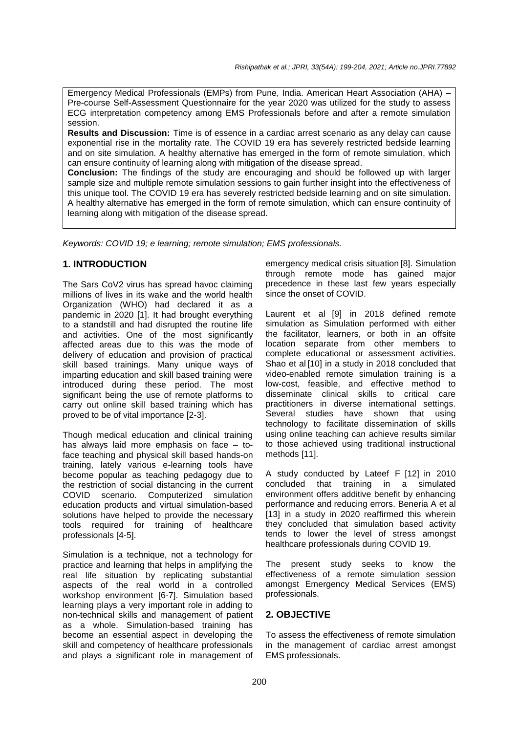Emergency Medical Professionals (EMPs) from Pune, India. American Heart Association (AHA) – Pre-course Self-Assessment Questionnaire for the year 2020 was utilized for the study to assess ECG interpretation competency among EMS Professionals before and after a remote simulation session.

**Results and Discussion:** Time is of essence in a cardiac arrest scenario as any delay can cause exponential rise in the mortality rate. The COVID 19 era has severely restricted bedside learning and on site simulation. A healthy alternative has emerged in the form of remote simulation, which can ensure continuity of learning along with mitigation of the disease spread.

**Conclusion:** The findings of the study are encouraging and should be followed up with larger sample size and multiple remote simulation sessions to gain further insight into the effectiveness of this unique tool. The COVID 19 era has severely restricted bedside learning and on site simulation. A healthy alternative has emerged in the form of remote simulation, which can ensure continuity of learning along with mitigation of the disease spread.

*Keywords: COVID 19; e learning; remote simulation; EMS professionals.*

## 1. INTRODUCTION

The Sars CoV2 virus has spread havoc claiming millions of lives in its wake and the world health Organization (WHO) had declared it as a pandemic in 2020 [1]. It had brought everything to a standstill and had disrupted the routine life and activities. One of the most significantly affected areas due to this was the mode of delivery of education and provision of practical skill based trainings. Many unique ways of imparting education and skill based training were introduced during these period. The most significant being the use of remote platforms to carry out online skill based training which has proved to be of vital importance [2-3].

Though medical education and clinical training has always laid more emphasis on face – to-face teaching and physical skill based hands-on training, lately various e-learning tools have become popular as teaching pedagogy due to the restriction of social distancing in the current COVID scenario. Computerized simulation education products and virtual simulation-based solutions have helped to provide the necessary tools required for training of healthcare professionals [4-5].

Simulation is a technique, not a technology for practice and learning that helps in amplifying the real life situation by replicating substantial aspects of the real world in a controlled workshop environment [6-7]. Simulation based learning plays a very important role in adding to non-technical skills and management of patient as a whole. Simulation-based training has become an essential aspect in developing the skill and competency of healthcare professionals and plays a significant role in management of emergency medical crisis situation [8]. Simulation through remote mode has gained major precedence in these last few years especially since the onset of COVID.

Laurent et al [9] in 2018 defined remote simulation as Simulation performed with either the facilitator, learners, or both in an offsite location separate from other members to complete educational or assessment activities. Shao et al [10] in a study in 2018 concluded that video-enabled remote simulation training is a low-cost, feasible, and effective method to disseminate clinical skills to critical care practitioners in diverse international settings. Several studies have shown that using technology to facilitate dissemination of skills using online teaching can achieve results similar to those achieved using traditional instructional methods [11].

A study conducted by Lateef F [12] in 2010 concluded that training in a simulated environment offers additive benefit by enhancing performance and reducing errors. Beneria A et al [13] in a study in 2020 reaffirmed this wherein they concluded that simulation based activity tends to lower the level of stress amongst healthcare professionals during COVID 19.

The present study seeks to know the effectiveness of a remote simulation session amongst Emergency Medical Services (EMS) professionals.

## 2. OBJECTIVE

To assess the effectiveness of remote simulation in the management of cardiac arrest amongst EMS professionals.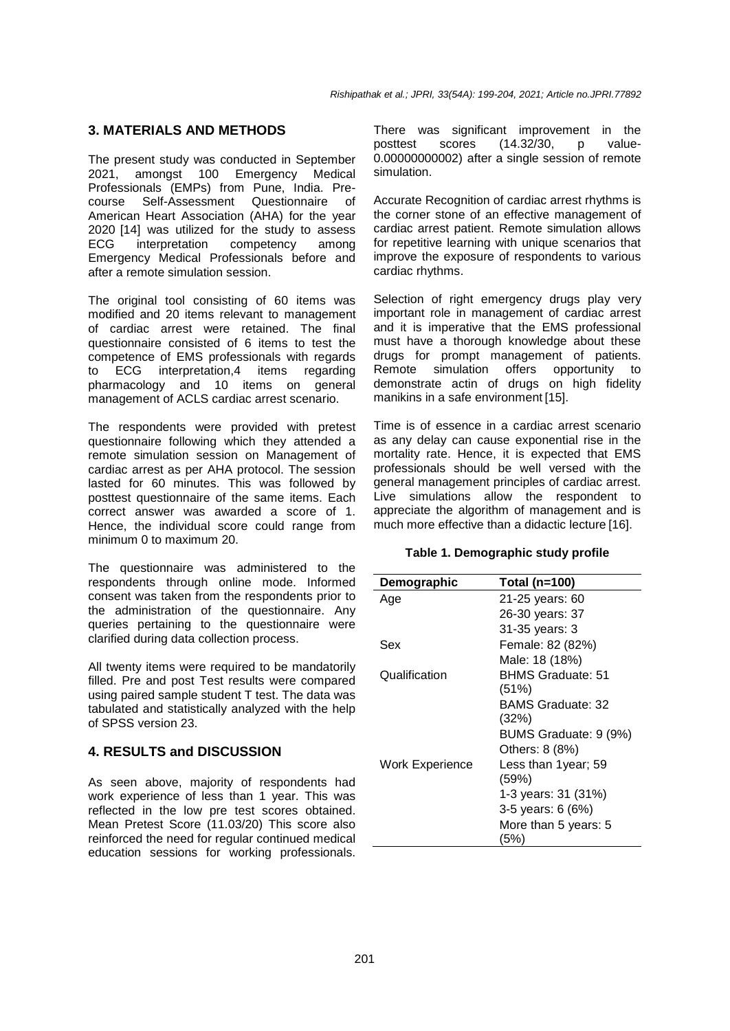## 3. MATERIALS AND METHODS

The present study was conducted in September 2021, amongst 100 Emergency Medical Professionals (EMPs) from Pune, India. Pre-course Self-Assessment Questionnaire of American Heart Association (AHA) for the year 2020 [14] was utilized for the study to assess ECG interpretation competency among Emergency Medical Professionals before and after a remote simulation session.

The original tool consisting of 60 items was modified and 20 items relevant to management of cardiac arrest were retained. The final questionnaire consisted of 6 items to test the competence of EMS professionals with regards to ECG interpretation,4 items regarding pharmacology and 10 items on general management of ACLS cardiac arrest scenario.

The respondents were provided with pretest questionnaire following which they attended a remote simulation session on Management of cardiac arrest as per AHA protocol. The session lasted for 60 minutes. This was followed by posttest questionnaire of the same items. Each correct answer was awarded a score of 1. Hence, the individual score could range from minimum 0 to maximum 20.

The questionnaire was administered to the respondents through online mode. Informed consent was taken from the respondents prior to the administration of the questionnaire. Any queries pertaining to the questionnaire were clarified during data collection process.

All twenty items were required to be mandatorily filled. Pre and post Test results were compared using paired sample student T test. The data was tabulated and statistically analyzed with the help of SPSS version 23.

## 4. RESULTS and DISCUSSION

As seen above, majority of respondents had work experience of less than 1 year. This was reflected in the low pre test scores obtained. Mean Pretest Score (11.03/20) This score also reinforced the need for regular continued medical education sessions for working professionals. There was significant improvement in the posttest scores (14.32/30, p value- 0.00000000002) after a single session of remote simulation.

Accurate Recognition of cardiac arrest rhythms is the corner stone of an effective management of cardiac arrest patient. Remote simulation allows for repetitive learning with unique scenarios that improve the exposure of respondents to various cardiac rhythms.

Selection of right emergency drugs play very important role in management of cardiac arrest and it is imperative that the EMS professional must have a thorough knowledge about these drugs for prompt management of patients. Remote simulation offers opportunity to demonstrate actin of drugs on high fidelity manikins in a safe environment [15].

Time is of essence in a cardiac arrest scenario as any delay can cause exponential rise in the mortality rate. Hence, it is expected that EMS professionals should be well versed with the general management principles of cardiac arrest. Live simulations allow the respondent to appreciate the algorithm of management and is much more effective than a didactic lecture [16].

**Table 1. Demographic study profile**

| Demographic | Total (n=100) |
|---|---|
| Age | 21-25 years: 60 |
| | 26-30 years: 37 |
| | 31-35 years: 3 |
| Sex | Female: 82 (82%) |
| | Male: 18 (18%) |
| Qualification | BHMS Graduate: 51 (51%) |
| | BAMS Graduate: 32 (32%) |
| | BUMS Graduate: 9 (9%) |
| | Others: 8 (8%) |
| Work Experience | Less than 1year; 59 (59%) |
| | 1-3 years: 31 (31%) |
| | 3-5 years: 6 (6%) |
| | More than 5 years: 5 (5%) |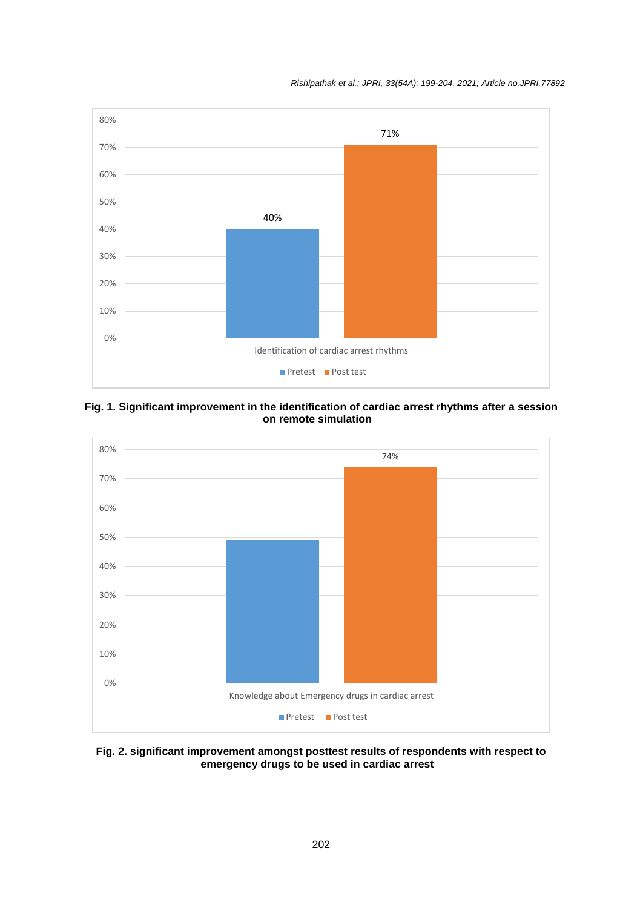80%
70%
60%
50%
40%
30%
20%
10%
0%

40%

71%

Identification of cardiac arrest rhythms

Pretest Post test

**Fig. 1. Significant improvement in the identification of cardiac arrest rhythms after a session on remote simulation**

80%
70%
60%
50%
40%
30%
20%
10%
0%

74%

Knowledge about Emergency drugs in cardiac arrest

Pretest Post test

**Fig. 2. significant improvement amongst posttest results of respondents with respect to emergency drugs to be used in cardiac arrest**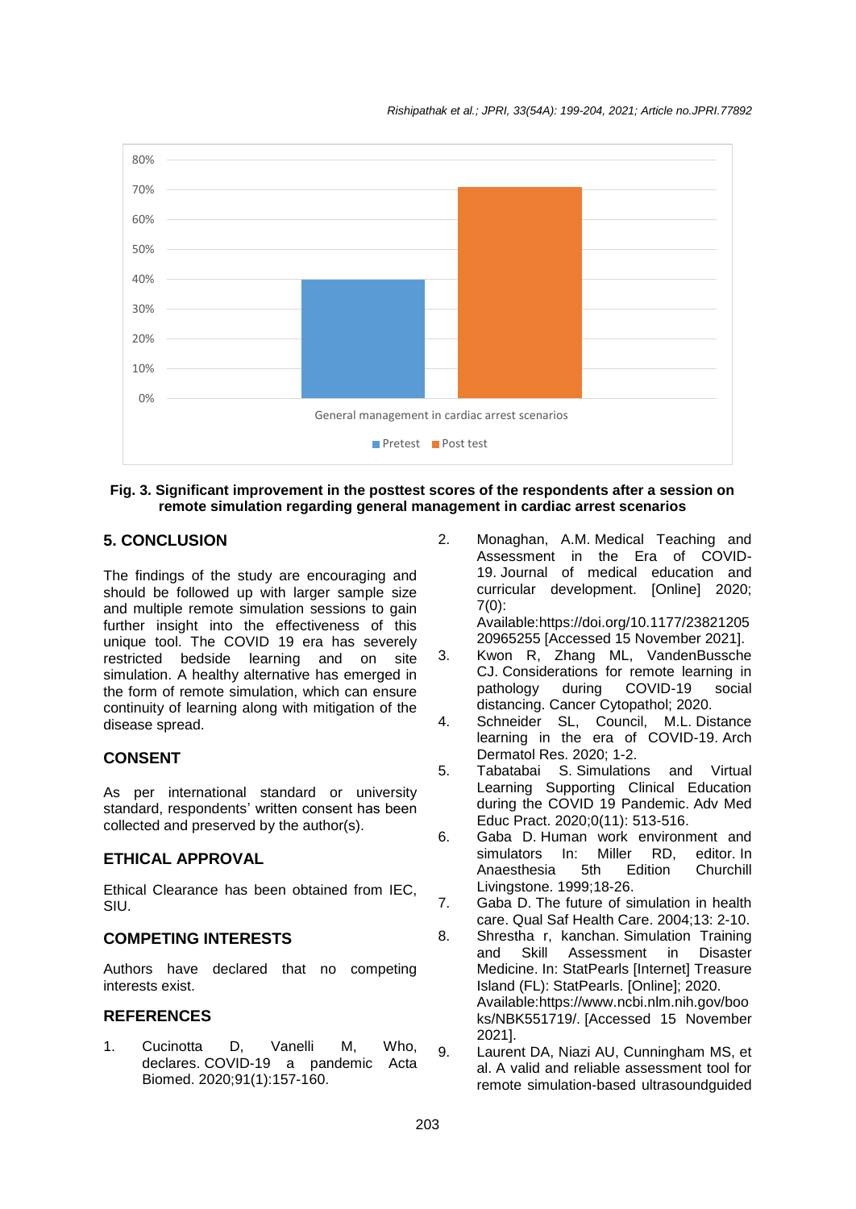80%
70%
60%
50%
40%
30%
20%
10%
0%

General management in cardiac arrest scenarios

Pretest Post test

**Fig. 3. Significant improvement in the posttest scores of the respondents after a session on remote simulation regarding general management in cardiac arrest scenarios**

## 5. CONCLUSION

The findings of the study are encouraging and should be followed up with larger sample size and multiple remote simulation sessions to gain further insight into the effectiveness of this unique tool. The COVID 19 era has severely restricted bedside learning and on site simulation. A healthy alternative has emerged in the form of remote simulation, which can ensure continuity of learning along with mitigation of the disease spread.

## CONSENT

As per international standard or university standard, respondents' written consent has been collected and preserved by the author(s).

## ETHICAL APPROVAL

Ethical Clearance has been obtained from IEC, SIU.

## COMPETING INTERESTS

Authors have declared that no competing interests exist.

## REFERENCES

1. Cucinotta D, Vanelli M, Who, declares. COVID-19 a pandemic Acta Biomed. 2020;91(1):157-160.
2. Monaghan, A.M. Medical Teaching and Assessment in the Era of COVID-19. Journal of medical education and curricular development. [Online] 2020; 7(0): Available:https://doi.org/10.1177/2382120520965255 [Accessed 15 November 2021].
3. Kwon R, Zhang ML, VandenBussche CJ. Considerations for remote learning in pathology during COVID-19 social distancing. Cancer Cytopathol; 2020.
4. Schneider SL, Council, M.L. Distance learning in the era of COVID-19. Arch Dermatol Res. 2020; 1-2.
5. Tabatabai S. Simulations and Virtual Learning Supporting Clinical Education during the COVID 19 Pandemic. Adv Med Educ Pract. 2020;0(11): 513-516.
6. Gaba D. Human work environment and simulators In: Miller RD, editor. In Anaesthesia 5th Edition Churchill Livingstone. 1999;18-26.
7. Gaba D. The future of simulation in health care. Qual Saf Health Care. 2004;13: 2-10.
8. Shrestha r, kanchan. Simulation Training and Skill Assessment in Disaster Medicine. In: StatPearls [Internet] Treasure Island (FL): StatPearls. [Online]; 2020. Available:https://www.ncbi.nlm.nih.gov/books/NBK551719/. [Accessed 15 November 2021].
9. Laurent DA, Niazi AU, Cunningham MS, et al. A valid and reliable assessment tool for remote simulation-based ultrasoundguided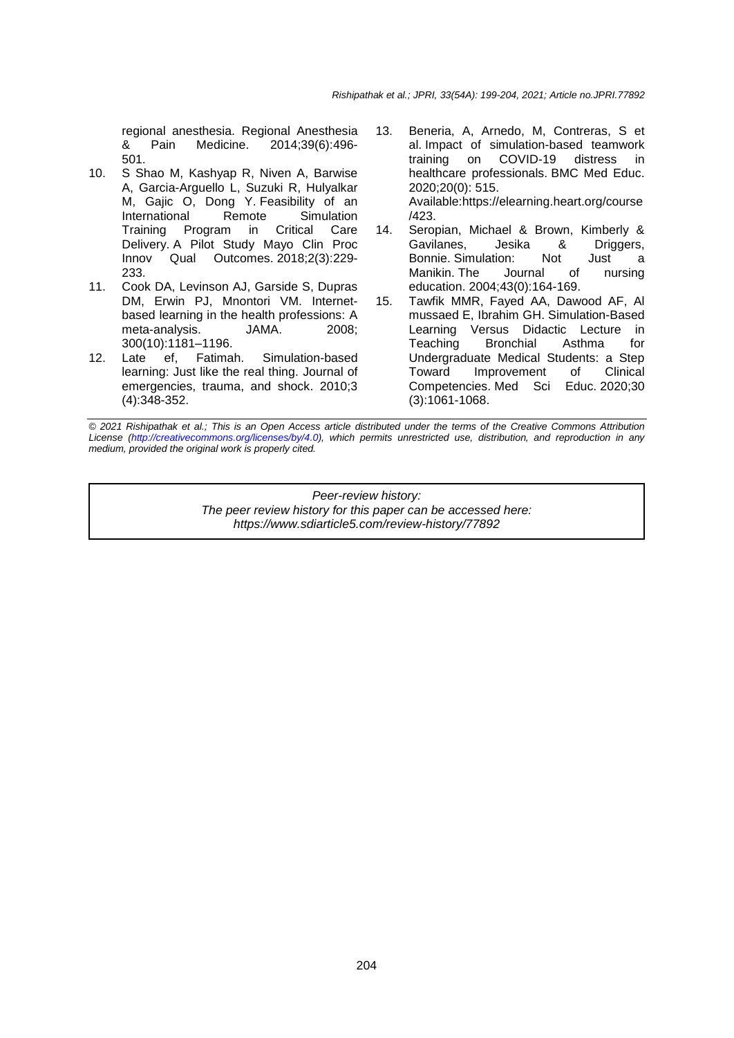regional anesthesia. Regional Anesthesia & Pain Medicine. 2014;39(6):496-501.

10. S Shao M, Kashyap R, Niven A, Barwise A, Garcia-Arguello L, Suzuki R, Hulyalkar M, Gajic O, Dong Y. Feasibility of an International Remote Simulation Training Program in Critical Care Delivery. A Pilot Study Mayo Clin Proc Innov Qual Outcomes. 2018;2(3):229-233.
11. Cook DA, Levinson AJ, Garside S, Dupras DM, Erwin PJ, Mnontori VM. Internet-based learning in the health professions: A meta-analysis. JAMA. 2008; 300(10):1181–1196.
12. Late ef, Fatimah. Simulation-based learning: Just like the real thing. Journal of emergencies, trauma, and shock. 2010;3 (4):348-352.
13. Beneria, A, Arnedo, M, Contreras, S et al. Impact of simulation-based teamwork training on COVID-19 distress in healthcare professionals. BMC Med Educ. 2020;20(0): 515. Available:https://elearning.heart.org/course/423.
14. Seropian, Michael & Brown, Kimberly & Gavilanes, Jesika & Driggers, Bonnie. Simulation: Not Just a Manikin. The Journal of nursing education. 2004;43(0):164-169.
15. Tawfik MMR, Fayed AA, Dawood AF, Al mussaed E, Ibrahim GH. Simulation-Based Learning Versus Didactic Lecture in Teaching Bronchial Asthma for Undergraduate Medical Students: a Step Toward Improvement of Clinical Competencies. Med Sci Educ. 2020;30 (3):1061-1068.

---

*© 2021 Rishipathak et al.; This is an Open Access article distributed under the terms of the Creative Commons Attribution License (http://creativecommons.org/licenses/by/4.0), which permits unrestricted use, distribution, and reproduction in any medium, provided the original work is properly cited.*

*Peer-review history:*
*The peer review history for this paper can be accessed here:*
*https://www.sdiarticle5.com/review-history/77892*